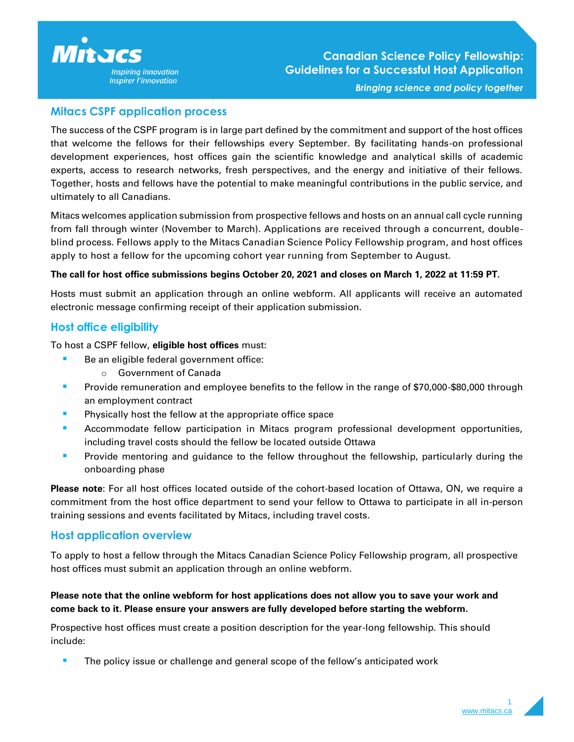# Canadian Science Policy Fellowship: Guidelines for a Successful Host Application

*Bringing science and policy together*

## Mitacs CSPF application process

The success of the CSPF program is in large part defined by the commitment and support of the host offices that welcome the fellows for their fellowships every September. By facilitating hands-on professional development experiences, host offices gain the scientific knowledge and analytical skills of academic experts, access to research networks, fresh perspectives, and the energy and initiative of their fellows. Together, hosts and fellows have the potential to make meaningful contributions in the public service, and ultimately to all Canadians.

Mitacs welcomes application submission from prospective fellows and hosts on an annual call cycle running from fall through winter (November to March). Applications are received through a concurrent, double-blind process. Fellows apply to the Mitacs Canadian Science Policy Fellowship program, and host offices apply to host a fellow for the upcoming cohort year running from September to August.

**The call for host office submissions begins October 20, 2021 and closes on March 1, 2022 at 11:59 PT.**

Hosts must submit an application through an online webform. All applicants will receive an automated electronic message confirming receipt of their application submission.

## Host office eligibility

To host a CSPF fellow, **eligible host offices** must:

- Be an eligible federal government office:
  - Government of Canada
- Provide remuneration and employee benefits to the fellow in the range of $70,000-$80,000 through an employment contract
- Physically host the fellow at the appropriate office space
- Accommodate fellow participation in Mitacs program professional development opportunities, including travel costs should the fellow be located outside Ottawa
- Provide mentoring and guidance to the fellow throughout the fellowship, particularly during the onboarding phase

**Please note**: For all host offices located outside of the cohort-based location of Ottawa, ON, we require a commitment from the host office department to send your fellow to Ottawa to participate in all in-person training sessions and events facilitated by Mitacs, including travel costs.

## Host application overview

To apply to host a fellow through the Mitacs Canadian Science Policy Fellowship program, all prospective host offices must submit an application through an online webform.

**Please note that the online webform for host applications does not allow you to save your work and come back to it. Please ensure your answers are fully developed before starting the webform.**

Prospective host offices must create a position description for the year-long fellowship. This should include:

- The policy issue or challenge and general scope of the fellow's anticipated work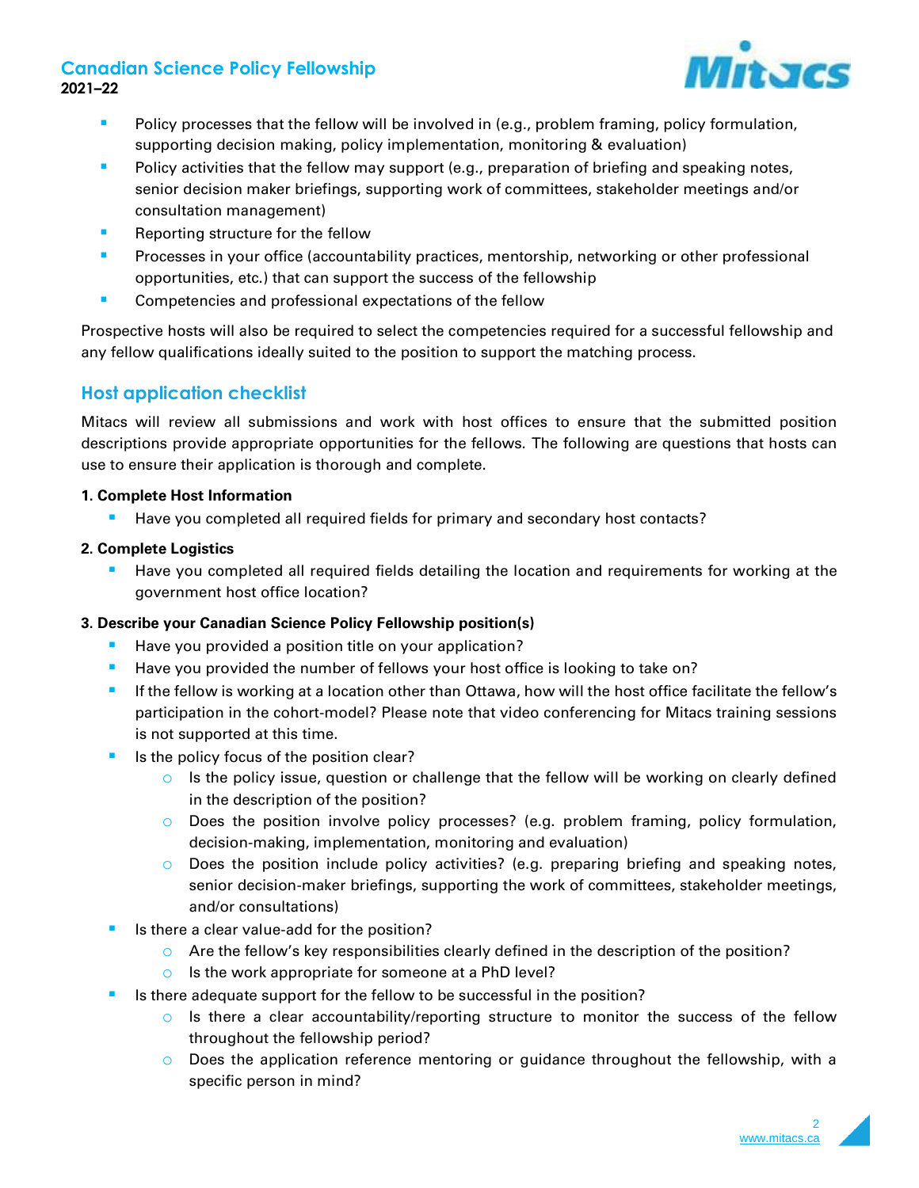- Policy processes that the fellow will be involved in (e.g., problem framing, policy formulation, supporting decision making, policy implementation, monitoring & evaluation)
- Policy activities that the fellow may support (e.g., preparation of briefing and speaking notes, senior decision maker briefings, supporting work of committees, stakeholder meetings and/or consultation management)
- Reporting structure for the fellow
- Processes in your office (accountability practices, mentorship, networking or other professional opportunities, etc.) that can support the success of the fellowship
- Competencies and professional expectations of the fellow

Prospective hosts will also be required to select the competencies required for a successful fellowship and any fellow qualifications ideally suited to the position to support the matching process.

## Host application checklist

Mitacs will review all submissions and work with host offices to ensure that the submitted position descriptions provide appropriate opportunities for the fellows. The following are questions that hosts can use to ensure their application is thorough and complete.

**1. Complete Host Information**

- Have you completed all required fields for primary and secondary host contacts?

**2. Complete Logistics**

- Have you completed all required fields detailing the location and requirements for working at the government host office location?

**3. Describe your Canadian Science Policy Fellowship position(s)**

- Have you provided a position title on your application?
- Have you provided the number of fellows your host office is looking to take on?
- If the fellow is working at a location other than Ottawa, how will the host office facilitate the fellow's participation in the cohort-model? Please note that video conferencing for Mitacs training sessions is not supported at this time.
- Is the policy focus of the position clear?
  - Is the policy issue, question or challenge that the fellow will be working on clearly defined in the description of the position?
  - Does the position involve policy processes? (e.g. problem framing, policy formulation, decision-making, implementation, monitoring and evaluation)
  - Does the position include policy activities? (e.g. preparing briefing and speaking notes, senior decision-maker briefings, supporting the work of committees, stakeholder meetings, and/or consultations)
- Is there a clear value-add for the position?
  - Are the fellow's key responsibilities clearly defined in the description of the position?
  - Is the work appropriate for someone at a PhD level?
- Is there adequate support for the fellow to be successful in the position?
  - Is there a clear accountability/reporting structure to monitor the success of the fellow throughout the fellowship period?
  - Does the application reference mentoring or guidance throughout the fellowship, with a specific person in mind?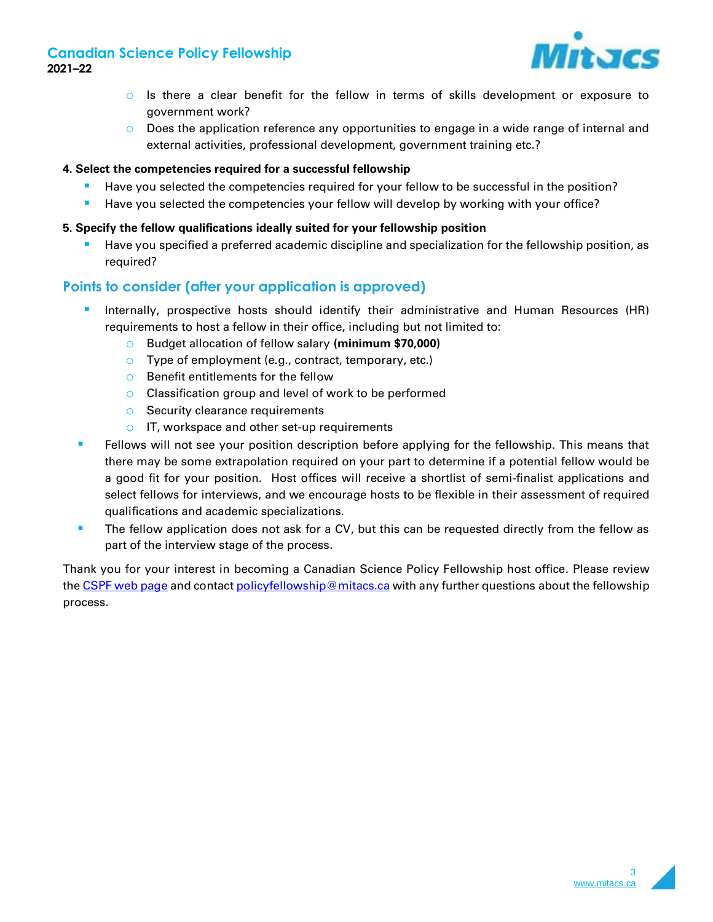- Is there a clear benefit for the fellow in terms of skills development or exposure to government work?
  - Does the application reference any opportunities to engage in a wide range of internal and external activities, professional development, government training etc.?

**4. Select the competencies required for a successful fellowship**

- Have you selected the competencies required for your fellow to be successful in the position?
- Have you selected the competencies your fellow will develop by working with your office?

**5. Specify the fellow qualifications ideally suited for your fellowship position**

- Have you specified a preferred academic discipline and specialization for the fellowship position, as required?

## Points to consider (after your application is approved)

- Internally, prospective hosts should identify their administrative and Human Resources (HR) requirements to host a fellow in their office, including but not limited to:
  - Budget allocation of fellow salary **(minimum $70,000)**
  - Type of employment (e.g., contract, temporary, etc.)
  - Benefit entitlements for the fellow
  - Classification group and level of work to be performed
  - Security clearance requirements
  - IT, workspace and other set-up requirements
- Fellows will not see your position description before applying for the fellowship. This means that there may be some extrapolation required on your part to determine if a potential fellow would be a good fit for your position. Host offices will receive a shortlist of semi-finalist applications and select fellows for interviews, and we encourage hosts to be flexible in their assessment of required qualifications and academic specializations.
- The fellow application does not ask for a CV, but this can be requested directly from the fellow as part of the interview stage of the process.

Thank you for your interest in becoming a Canadian Science Policy Fellowship host office. Please review the CSPF web page and contact policyfellowship@mitacs.ca with any further questions about the fellowship process.